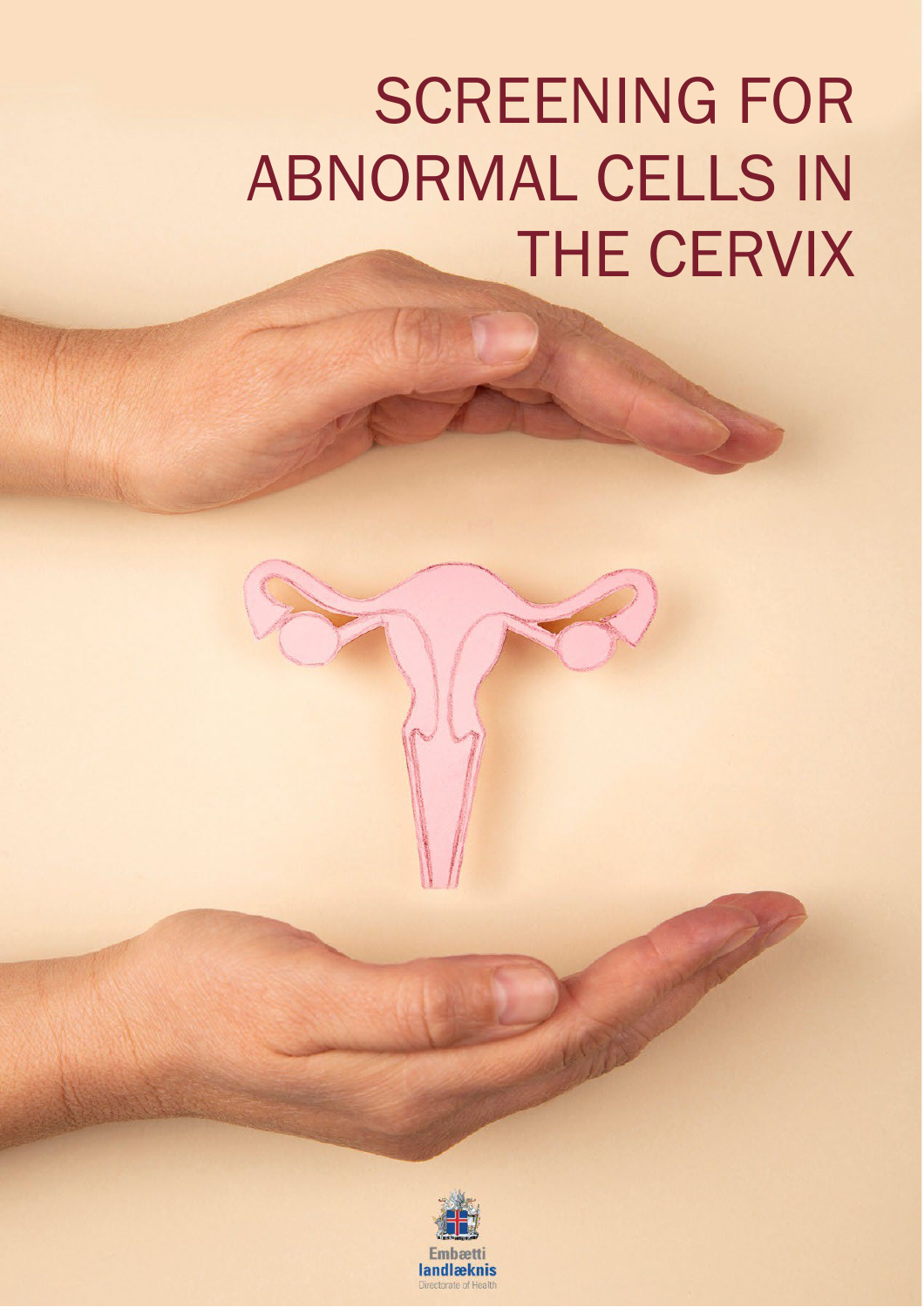# SCREENING FOR ABNORMAL CELLS IN THE CERVIX

Embætti landlæknis

Directorate of Health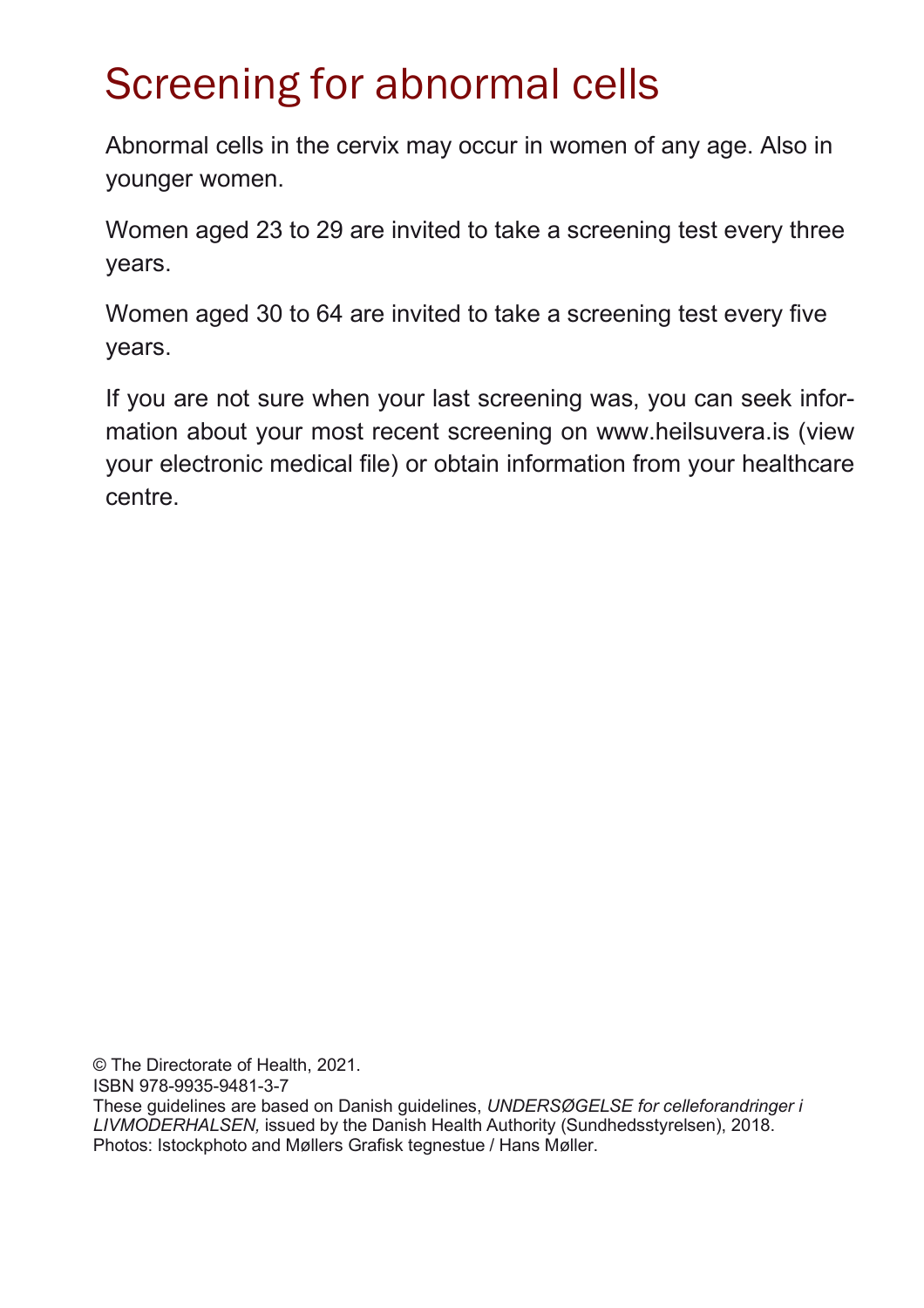# Screening for abnormal cells

Abnormal cells in the cervix may occur in women of any age. Also in younger women.

Women aged 23 to 29 are invited to take a screening test every three years.

Women aged 30 to 64 are invited to take a screening test every five years.

If you are not sure when your last screening was, you can seek information about your most recent screening on www.heilsuvera.is (view your electronic medical file) or obtain information from your healthcare centre.

© The Directorate of Health, 2021.
ISBN 978-9935-9481-3-7
These guidelines are based on Danish guidelines, *UNDERSØGELSE for celleforandringer i LIVMODERHALSEN,* issued by the Danish Health Authority (Sundhedsstyrelsen), 2018.
Photos: Istockphoto and Møllers Grafisk tegnestue / Hans Møller.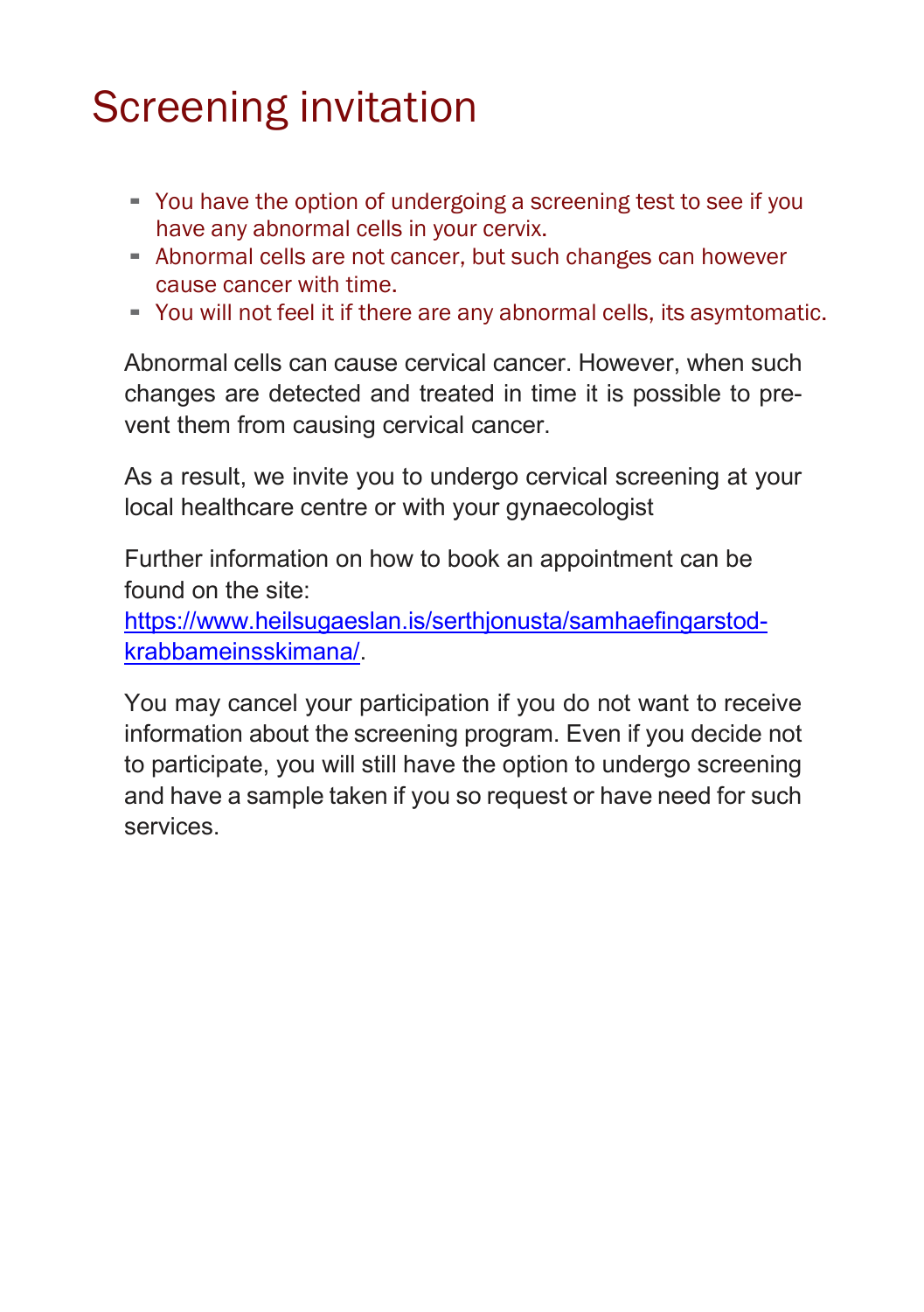# Screening invitation

- You have the option of undergoing a screening test to see if you have any abnormal cells in your cervix.
- Abnormal cells are not cancer, but such changes can however cause cancer with time.
- You will not feel it if there are any abnormal cells, its asymtomatic.

Abnormal cells can cause cervical cancer. However, when such changes are detected and treated in time it is possible to prevent them from causing cervical cancer.

As a result, we invite you to undergo cervical screening at your local healthcare centre or with your gynaecologist

Further information on how to book an appointment can be found on the site: [https://www.heilsugaeslan.is/serthjonusta/samhaefingarstod-krabbameinsskimana/](https://www.heilsugaeslan.is/serthjonusta/samhaefingarstod-krabbameinsskimana/).

You may cancel your participation if you do not want to receive information about the screening program. Even if you decide not to participate, you will still have the option to undergo screening and have a sample taken if you so request or have need for such services.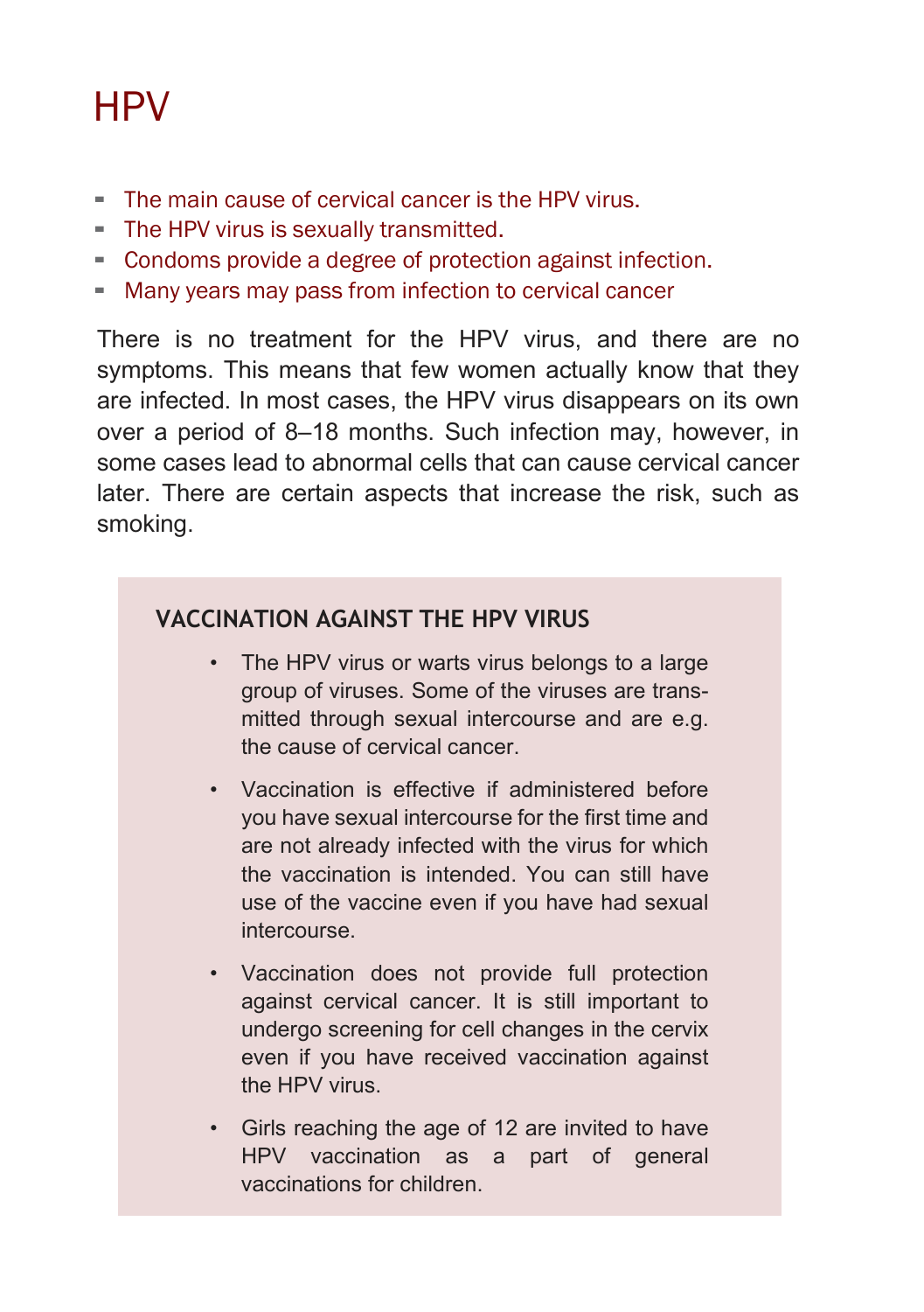# HPV

- The main cause of cervical cancer is the HPV virus.
- The HPV virus is sexually transmitted.
- Condoms provide a degree of protection against infection.
- Many years may pass from infection to cervical cancer

There is no treatment for the HPV virus, and there are no symptoms. This means that few women actually know that they are infected. In most cases, the HPV virus disappears on its own over a period of 8–18 months. Such infection may, however, in some cases lead to abnormal cells that can cause cervical cancer later. There are certain aspects that increase the risk, such as smoking.

### VACCINATION AGAINST THE HPV VIRUS

- The HPV virus or warts virus belongs to a large group of viruses. Some of the viruses are transmitted through sexual intercourse and are e.g. the cause of cervical cancer.
- Vaccination is effective if administered before you have sexual intercourse for the first time and are not already infected with the virus for which the vaccination is intended. You can still have use of the vaccine even if you have had sexual intercourse.
- Vaccination does not provide full protection against cervical cancer. It is still important to undergo screening for cell changes in the cervix even if you have received vaccination against the HPV virus.
- Girls reaching the age of 12 are invited to have HPV vaccination as a part of general vaccinations for children.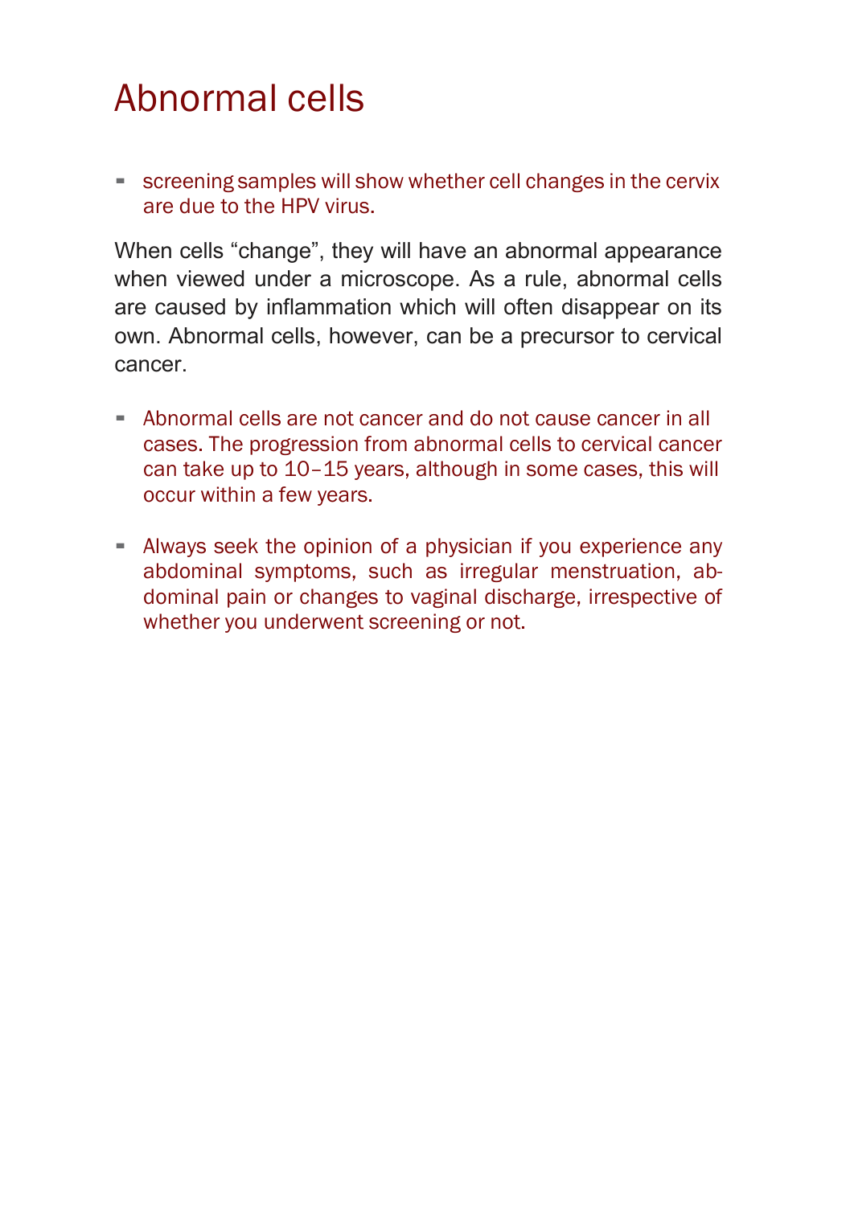# Abnormal cells

- screening samples will show whether cell changes in the cervix are due to the HPV virus.

When cells "change", they will have an abnormal appearance when viewed under a microscope. As a rule, abnormal cells are caused by inflammation which will often disappear on its own. Abnormal cells, however, can be a precursor to cervical cancer.

- Abnormal cells are not cancer and do not cause cancer in all cases. The progression from abnormal cells to cervical cancer can take up to 10–15 years, although in some cases, this will occur within a few years.

- Always seek the opinion of a physician if you experience any abdominal symptoms, such as irregular menstruation, abdominal pain or changes to vaginal discharge, irrespective of whether you underwent screening or not.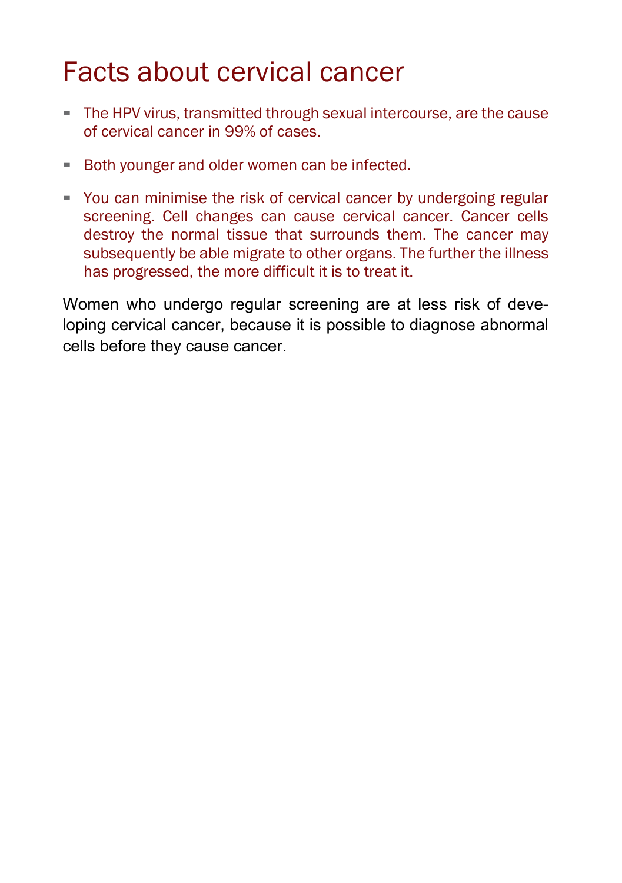# Facts about cervical cancer

- The HPV virus, transmitted through sexual intercourse, are the cause of cervical cancer in 99% of cases.
- Both younger and older women can be infected.
- You can minimise the risk of cervical cancer by undergoing regular screening. Cell changes can cause cervical cancer. Cancer cells destroy the normal tissue that surrounds them. The cancer may subsequently be able migrate to other organs. The further the illness has progressed, the more difficult it is to treat it.

Women who undergo regular screening are at less risk of developing cervical cancer, because it is possible to diagnose abnormal cells before they cause cancer.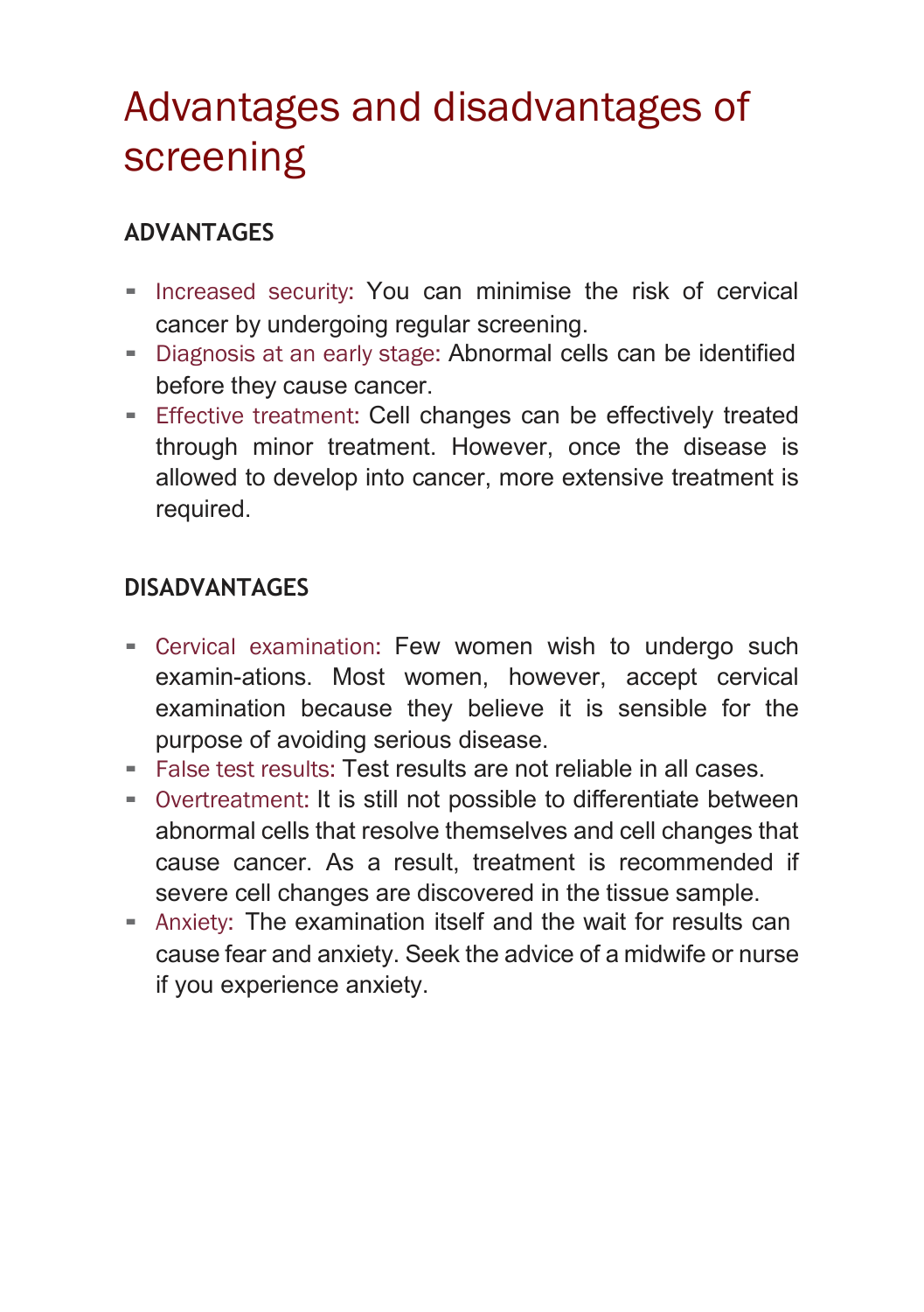# Advantages and disadvantages of screening

## ADVANTAGES

- Increased security: You can minimise the risk of cervical cancer by undergoing regular screening.
- Diagnosis at an early stage: Abnormal cells can be identified before they cause cancer.
- Effective treatment: Cell changes can be effectively treated through minor treatment. However, once the disease is allowed to develop into cancer, more extensive treatment is required.

## DISADVANTAGES

- Cervical examination: Few women wish to undergo such examin-ations. Most women, however, accept cervical examination because they believe it is sensible for the purpose of avoiding serious disease.
- False test results: Test results are not reliable in all cases.
- Overtreatment: It is still not possible to differentiate between abnormal cells that resolve themselves and cell changes that cause cancer. As a result, treatment is recommended if severe cell changes are discovered in the tissue sample.
- Anxiety: The examination itself and the wait for results can cause fear and anxiety. Seek the advice of a midwife or nurse if you experience anxiety.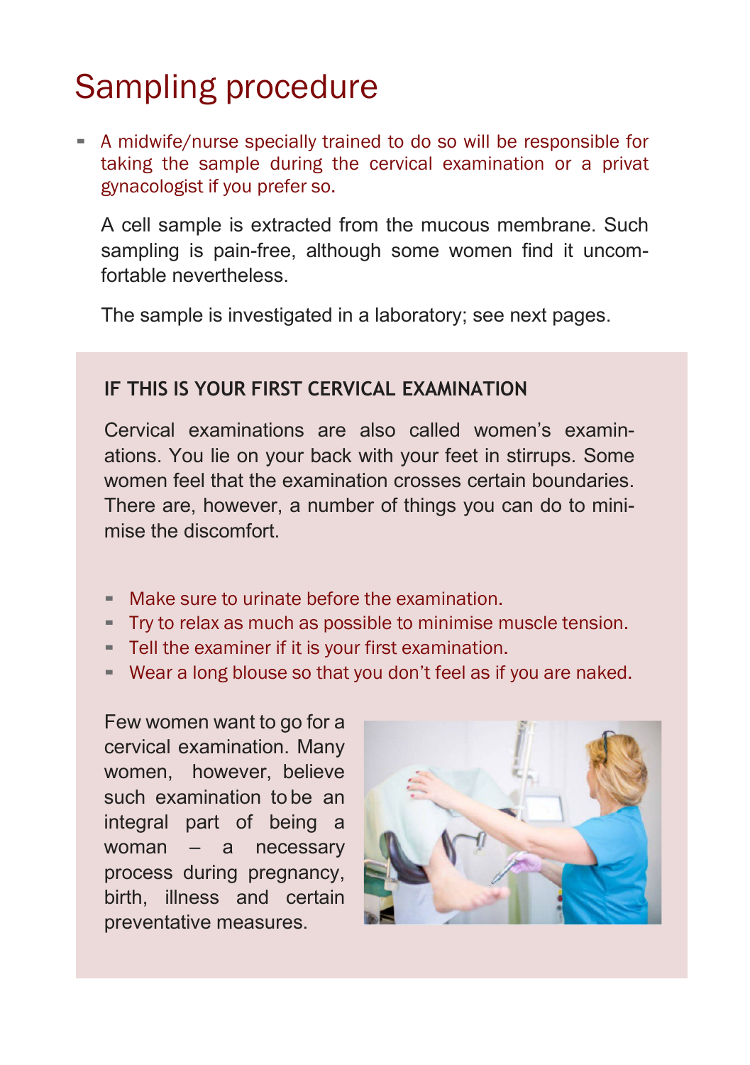# Sampling procedure

- A midwife/nurse specially trained to do so will be responsible for taking the sample during the cervical examination or a privat gynacologist if you prefer so.

  A cell sample is extracted from the mucous membrane. Such sampling is pain-free, although some women find it uncomfortable nevertheless.

  The sample is investigated in a laboratory; see next pages.

## IF THIS IS YOUR FIRST CERVICAL EXAMINATION

Cervical examinations are also called women's examinations. You lie on your back with your feet in stirrups. Some women feel that the examination crosses certain boundaries. There are, however, a number of things you can do to minimise the discomfort.

- Make sure to urinate before the examination.
- Try to relax as much as possible to minimise muscle tension.
- Tell the examiner if it is your first examination.
- Wear a long blouse so that you don't feel as if you are naked.

Few women want to go for a cervical examination. Many women, however, believe such examination to be an integral part of being a woman – a necessary process during pregnancy, birth, illness and certain preventative measures.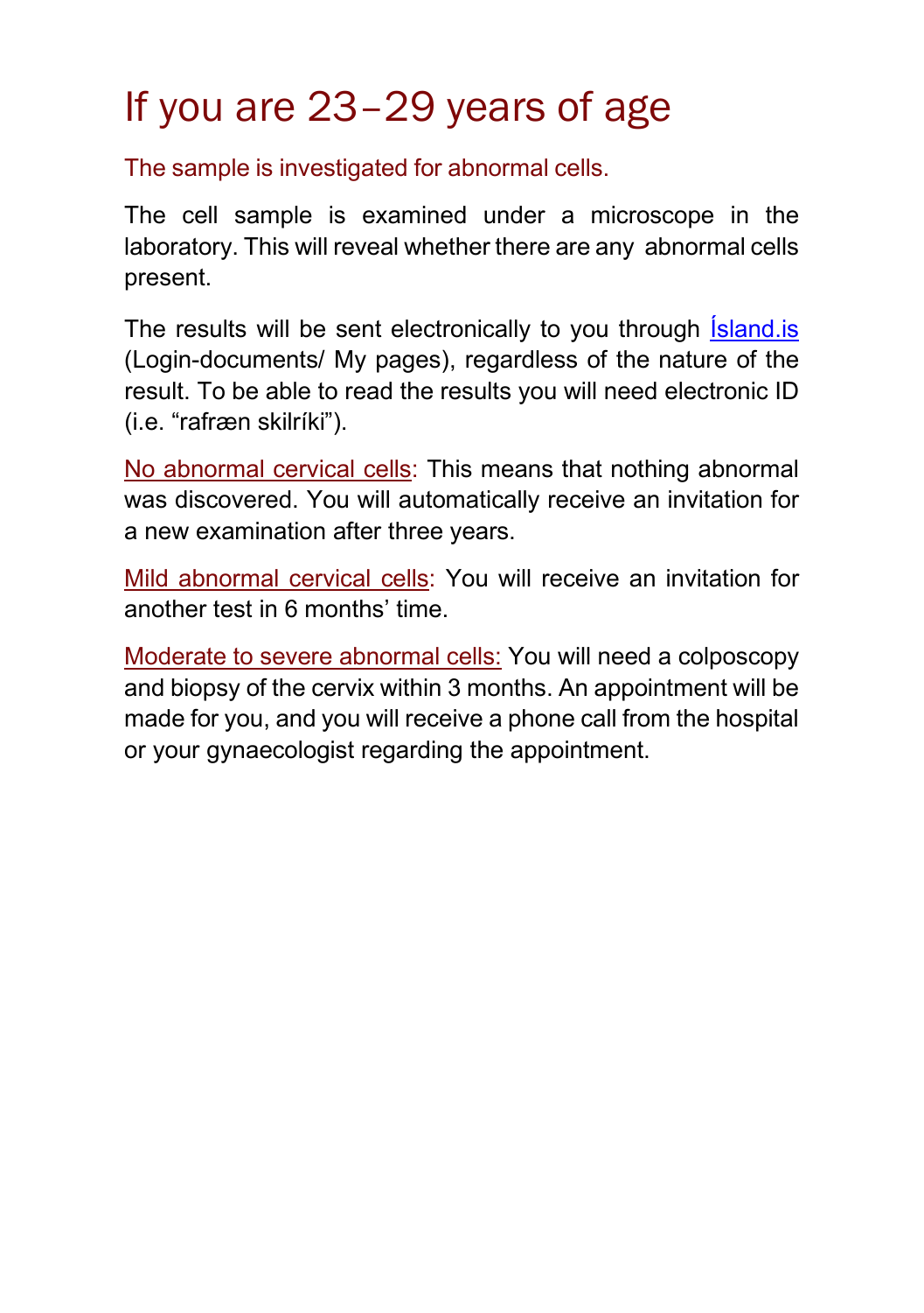# If you are 23–29 years of age

The sample is investigated for abnormal cells.

The cell sample is examined under a microscope in the laboratory. This will reveal whether there are any abnormal cells present.

The results will be sent electronically to you through [Ísland.is]() (Login-documents/ My pages), regardless of the nature of the result. To be able to read the results you will need electronic ID (i.e. “rafræn skilríki”).

No abnormal cervical cells: This means that nothing abnormal was discovered. You will automatically receive an invitation for a new examination after three years.

Mild abnormal cervical cells: You will receive an invitation for another test in 6 months’ time.

Moderate to severe abnormal cells: You will need a colposcopy and biopsy of the cervix within 3 months. An appointment will be made for you, and you will receive a phone call from the hospital or your gynaecologist regarding the appointment.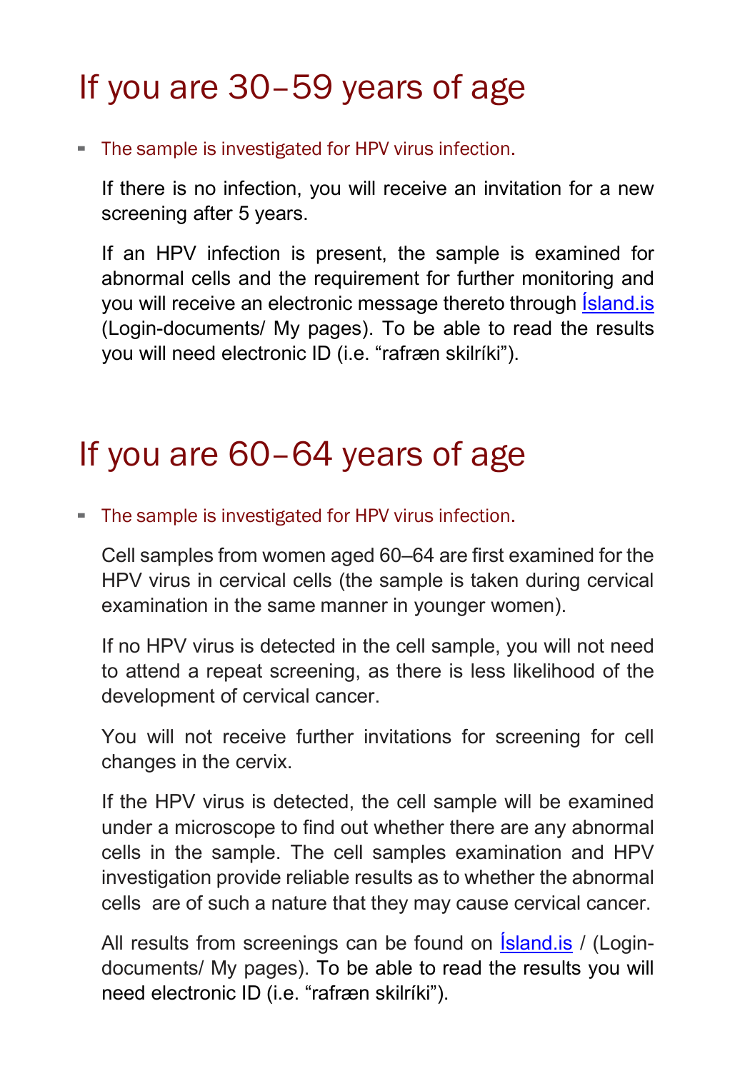# If you are 30–59 years of age

- The sample is investigated for HPV virus infection.

  If there is no infection, you will receive an invitation for a new screening after 5 years.

  If an HPV infection is present, the sample is examined for abnormal cells and the requirement for further monitoring and you will receive an electronic message thereto through Ísland.is (Login-documents/ My pages). To be able to read the results you will need electronic ID (i.e. "rafræn skilríki").

# If you are 60–64 years of age

- The sample is investigated for HPV virus infection.

  Cell samples from women aged 60–64 are first examined for the HPV virus in cervical cells (the sample is taken during cervical examination in the same manner in younger women).

  If no HPV virus is detected in the cell sample, you will not need to attend a repeat screening, as there is less likelihood of the development of cervical cancer.

  You will not receive further invitations for screening for cell changes in the cervix.

  If the HPV virus is detected, the cell sample will be examined under a microscope to find out whether there are any abnormal cells in the sample. The cell samples examination and HPV investigation provide reliable results as to whether the abnormal cells are of such a nature that they may cause cervical cancer.

  All results from screenings can be found on Ísland.is / (Login-documents/ My pages). To be able to read the results you will need electronic ID (i.e. "rafræn skilríki").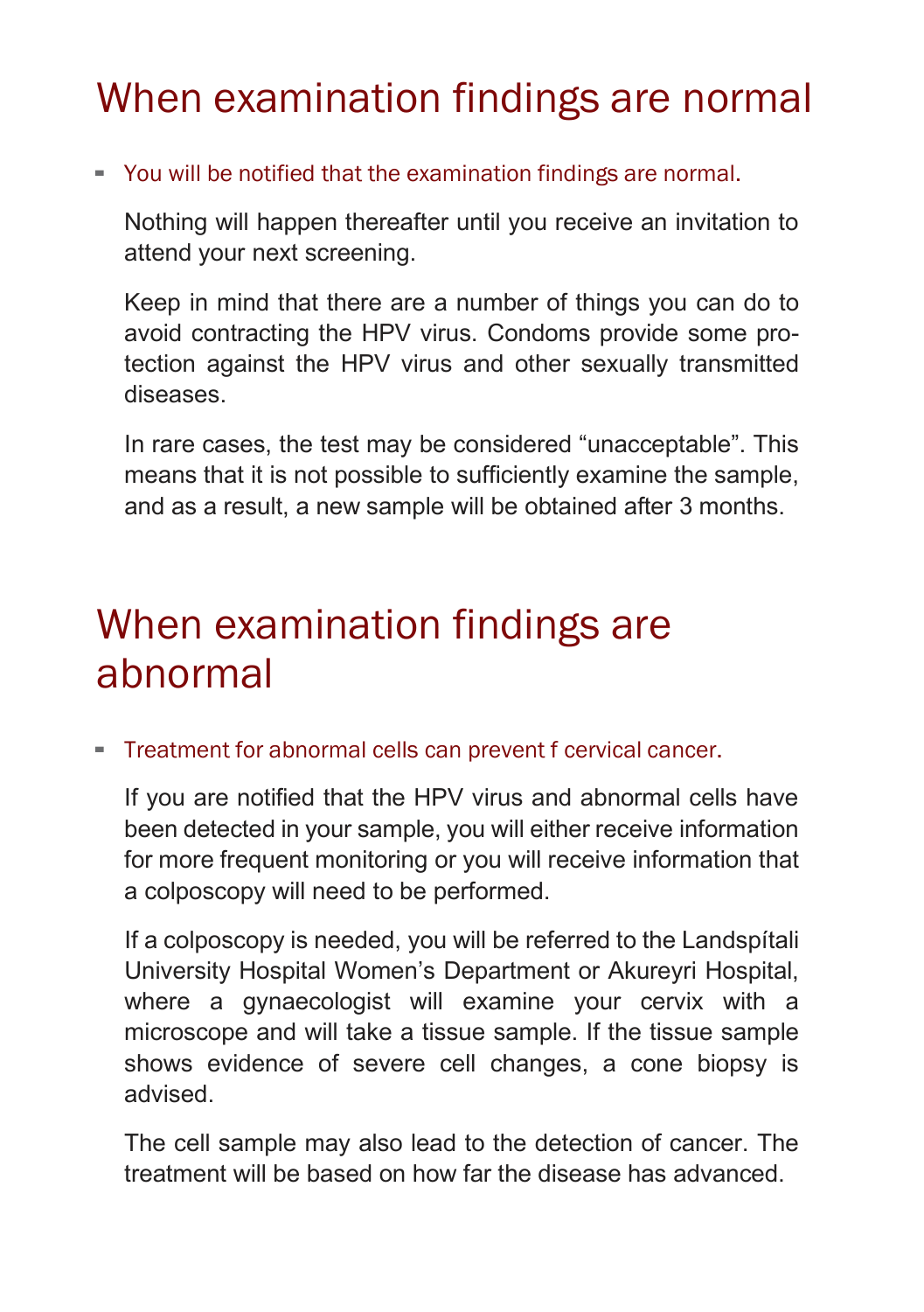# When examination findings are normal

- You will be notified that the examination findings are normal.

  Nothing will happen thereafter until you receive an invitation to attend your next screening.

  Keep in mind that there are a number of things you can do to avoid contracting the HPV virus. Condoms provide some protection against the HPV virus and other sexually transmitted diseases.

  In rare cases, the test may be considered "unacceptable". This means that it is not possible to sufficiently examine the sample, and as a result, a new sample will be obtained after 3 months.

# When examination findings are abnormal

- Treatment for abnormal cells can prevent f cervical cancer.

  If you are notified that the HPV virus and abnormal cells have been detected in your sample, you will either receive information for more frequent monitoring or you will receive information that a colposcopy will need to be performed.

  If a colposcopy is needed, you will be referred to the Landspítali University Hospital Women's Department or Akureyri Hospital, where a gynaecologist will examine your cervix with a microscope and will take a tissue sample. If the tissue sample shows evidence of severe cell changes, a cone biopsy is advised.

  The cell sample may also lead to the detection of cancer. The treatment will be based on how far the disease has advanced.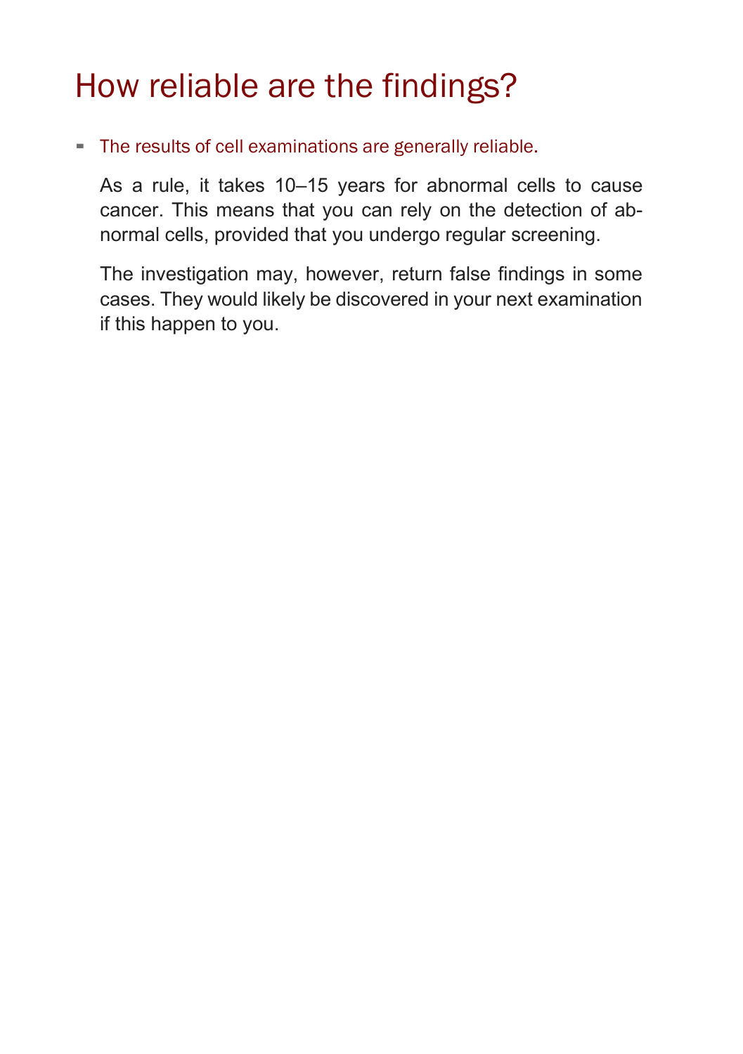# How reliable are the findings?

- The results of cell examinations are generally reliable.

  As a rule, it takes 10–15 years for abnormal cells to cause cancer. This means that you can rely on the detection of abnormal cells, provided that you undergo regular screening.

  The investigation may, however, return false findings in some cases. They would likely be discovered in your next examination if this happen to you.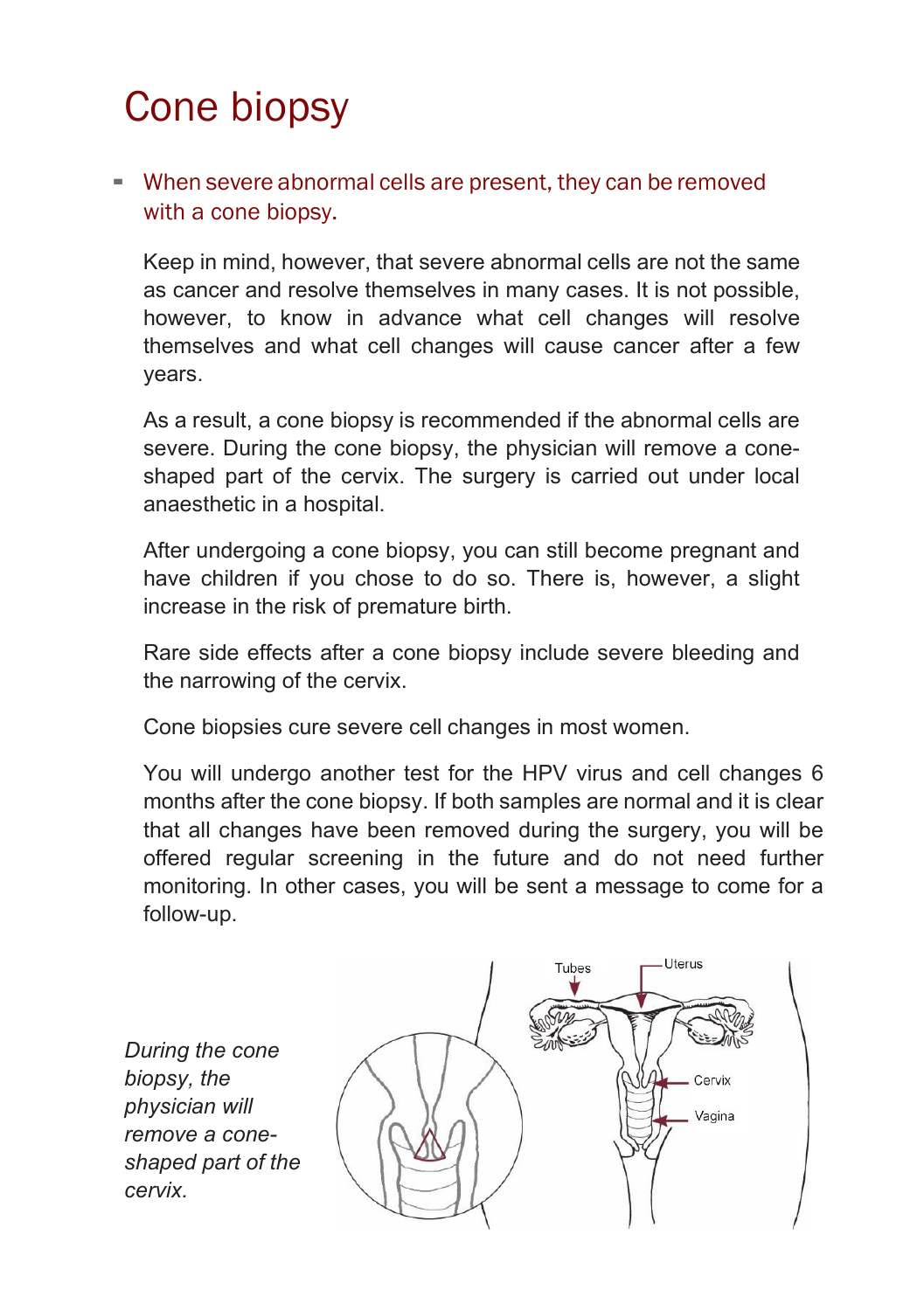# Cone biopsy

- When severe abnormal cells are present, they can be removed with a cone biopsy.

Keep in mind, however, that severe abnormal cells are not the same as cancer and resolve themselves in many cases. It is not possible, however, to know in advance what cell changes will resolve themselves and what cell changes will cause cancer after a few years.

As a result, a cone biopsy is recommended if the abnormal cells are severe. During the cone biopsy, the physician will remove a cone-shaped part of the cervix. The surgery is carried out under local anaesthetic in a hospital.

After undergoing a cone biopsy, you can still become pregnant and have children if you chose to do so. There is, however, a slight increase in the risk of premature birth.

Rare side effects after a cone biopsy include severe bleeding and the narrowing of the cervix.

Cone biopsies cure severe cell changes in most women.

You will undergo another test for the HPV virus and cell changes 6 months after the cone biopsy. If both samples are normal and it is clear that all changes have been removed during the surgery, you will be offered regular screening in the future and do not need further monitoring. In other cases, you will be sent a message to come for a follow-up.

*During the cone biopsy, the physician will remove a cone-shaped part of the cervix.*

Tubes
Uterus
Cervix
Vagina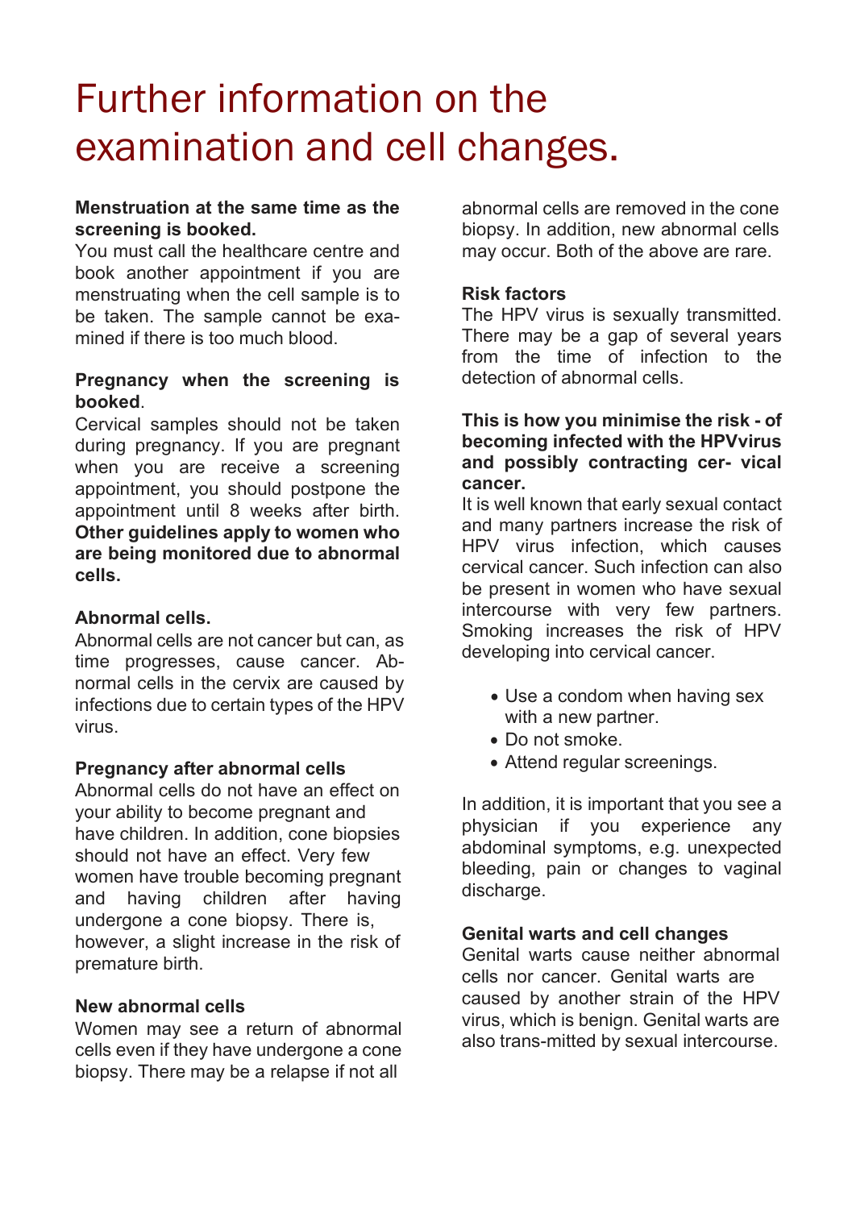# Further information on the examination and cell changes.

**Menstruation at the same time as the screening is booked.**
You must call the healthcare centre and book another appointment if you are menstruating when the cell sample is to be taken. The sample cannot be examined if there is too much blood.

**Pregnancy when the screening is booked**.
Cervical samples should not be taken during pregnancy. If you are pregnant when you are receive a screening appointment, you should postpone the appointment until 8 weeks after birth. **Other guidelines apply to women who are being monitored due to abnormal cells.**

**Abnormal cells.**
Abnormal cells are not cancer but can, as time progresses, cause cancer. Abnormal cells in the cervix are caused by infections due to certain types of the HPV virus.

**Pregnancy after abnormal cells**
Abnormal cells do not have an effect on your ability to become pregnant and have children. In addition, cone biopsies should not have an effect. Very few women have trouble becoming pregnant and having children after having undergone a cone biopsy. There is, however, a slight increase in the risk of premature birth.

**New abnormal cells**
Women may see a return of abnormal cells even if they have undergone a cone biopsy. There may be a relapse if not all abnormal cells are removed in the cone biopsy. In addition, new abnormal cells may occur. Both of the above are rare.

**Risk factors**
The HPV virus is sexually transmitted. There may be a gap of several years from the time of infection to the detection of abnormal cells.

**This is how you minimise the risk - of becoming infected with the HPVvirus and possibly contracting cer- vical cancer.**
It is well known that early sexual contact and many partners increase the risk of HPV virus infection, which causes cervical cancer. Such infection can also be present in women who have sexual intercourse with very few partners. Smoking increases the risk of HPV developing into cervical cancer.

- Use a condom when having sex with a new partner.
- Do not smoke.
- Attend regular screenings.

In addition, it is important that you see a physician if you experience any abdominal symptoms, e.g. unexpected bleeding, pain or changes to vaginal discharge.

**Genital warts and cell changes**
Genital warts cause neither abnormal cells nor cancer. Genital warts are caused by another strain of the HPV virus, which is benign. Genital warts are also trans-mitted by sexual intercourse.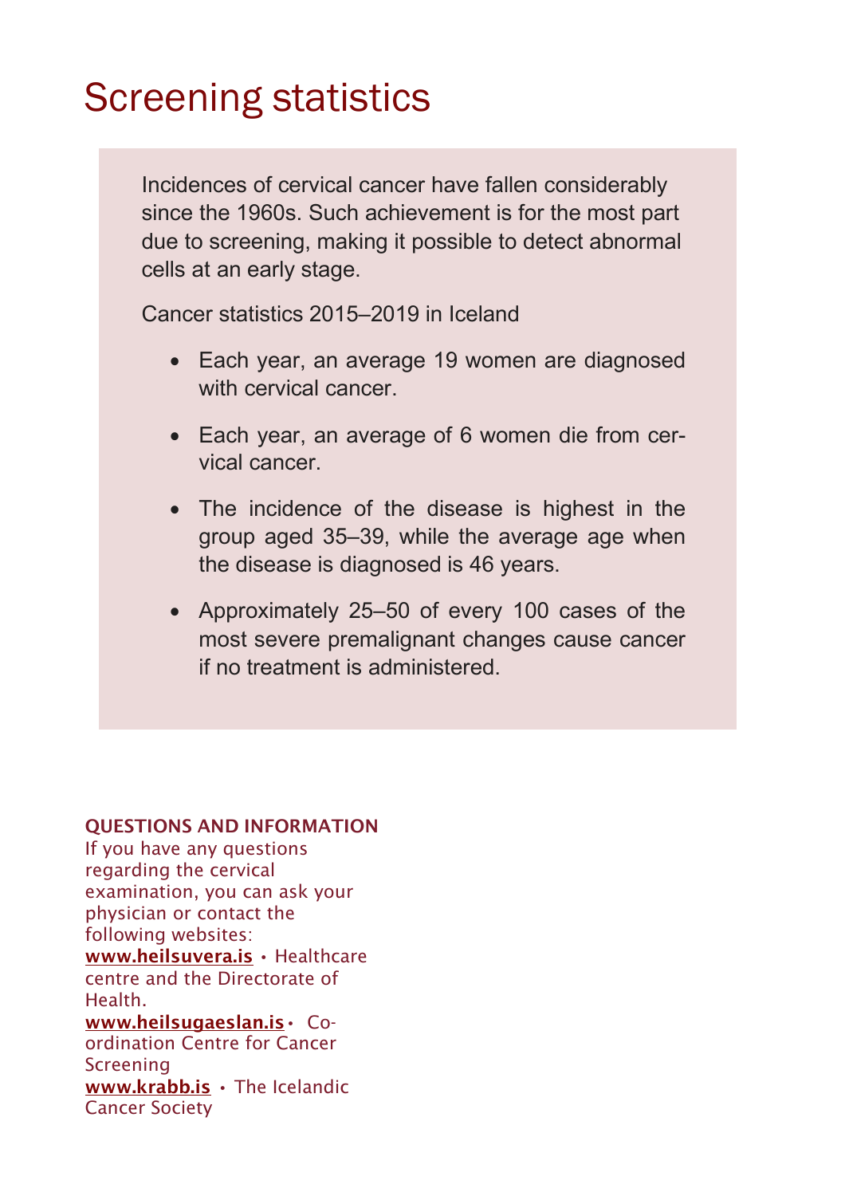# Screening statistics

Incidences of cervical cancer have fallen considerably since the 1960s. Such achievement is for the most part due to screening, making it possible to detect abnormal cells at an early stage.

Cancer statistics 2015–2019 in Iceland

- Each year, an average 19 women are diagnosed with cervical cancer.
- Each year, an average of 6 women die from cervical cancer.
- The incidence of the disease is highest in the group aged 35–39, while the average age when the disease is diagnosed is 46 years.
- Approximately 25–50 of every 100 cases of the most severe premalignant changes cause cancer if no treatment is administered.

**QUESTIONS AND INFORMATION**

If you have any questions regarding the cervical examination, you can ask your physician or contact the following websites:

**www.heilsuvera.is** • Healthcare centre and the Directorate of Health.

**www.heilsugaeslan.is** • Co-ordination Centre for Cancer Screening

**www.krabb.is** • The Icelandic Cancer Society